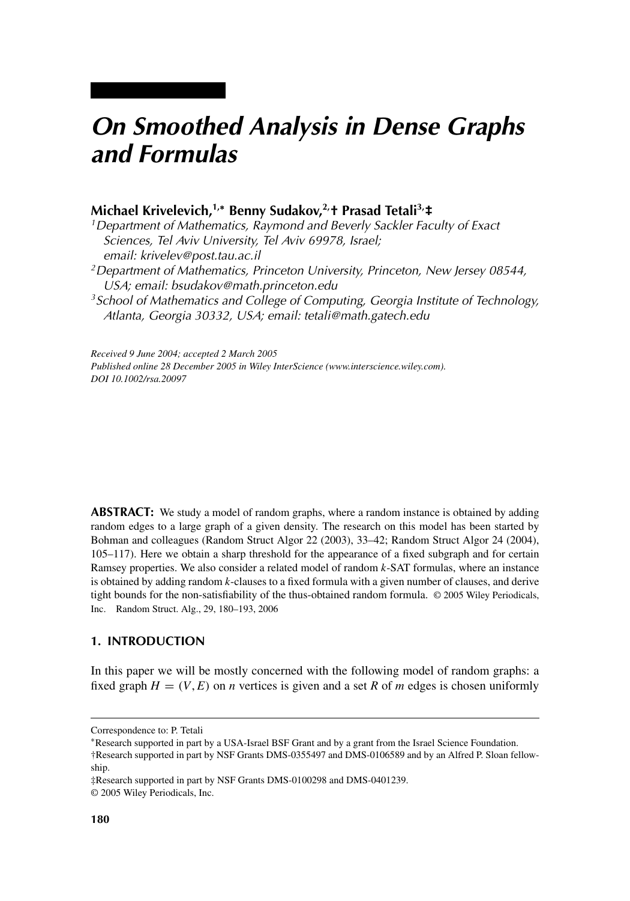# On Smoothed Analysis in Dense Graphs and Formulas

**Michael Krivelevich,[1,*] Benny Sudakov,[2,†] Prasad Tetali[3,‡]**

[1] *Department of Mathematics, Raymond and Beverly Sackler Faculty of Exact Sciences, Tel Aviv University, Tel Aviv 69978, Israel; email: krivelev@post.tau.ac.il*

[2] *Department of Mathematics, Princeton University, Princeton, New Jersey 08544, USA; email: bsudakov@math.princeton.edu*

[3] *School of Mathematics and College of Computing, Georgia Institute of Technology, Atlanta, Georgia 30332, USA; email: tetali@math.gatech.edu*

*Received 9 June 2004; accepted 2 March 2005*
*Published online 28 December 2005 in Wiley InterScience (www.interscience.wiley.com).*
*DOI 10.1002/rsa.20097*

**ABSTRACT:** We study a model of random graphs, where a random instance is obtained by adding random edges to a large graph of a given density. The research on this model has been started by Bohman and colleagues (Random Struct Algor 22 (2003), 33–42; Random Struct Algor 24 (2004), 105–117). Here we obtain a sharp threshold for the appearance of a fixed subgraph and for certain Ramsey properties. We also consider a related model of random $k$-SAT formulas, where an instance is obtained by adding random $k$-clauses to a fixed formula with a given number of clauses, and derive tight bounds for the non-satisfiability of the thus-obtained random formula. © 2005 Wiley Periodicals, Inc. Random Struct. Alg., 29, 180–193, 2006

## 1. INTRODUCTION

In this paper we will be mostly concerned with the following model of random graphs: a fixed graph $H = (V, E)$ on $n$ vertices is given and a set $R$ of $m$ edges is chosen uniformly

---

Correspondence to: P. Tetali

*Research supported in part by a USA-Israel BSF Grant and by a grant from the Israel Science Foundation.

†Research supported in part by NSF Grants DMS-0355497 and DMS-0106589 and by an Alfred P. Sloan fellowship.

‡Research supported in part by NSF Grants DMS-0100298 and DMS-0401239.

© 2005 Wiley Periodicals, Inc.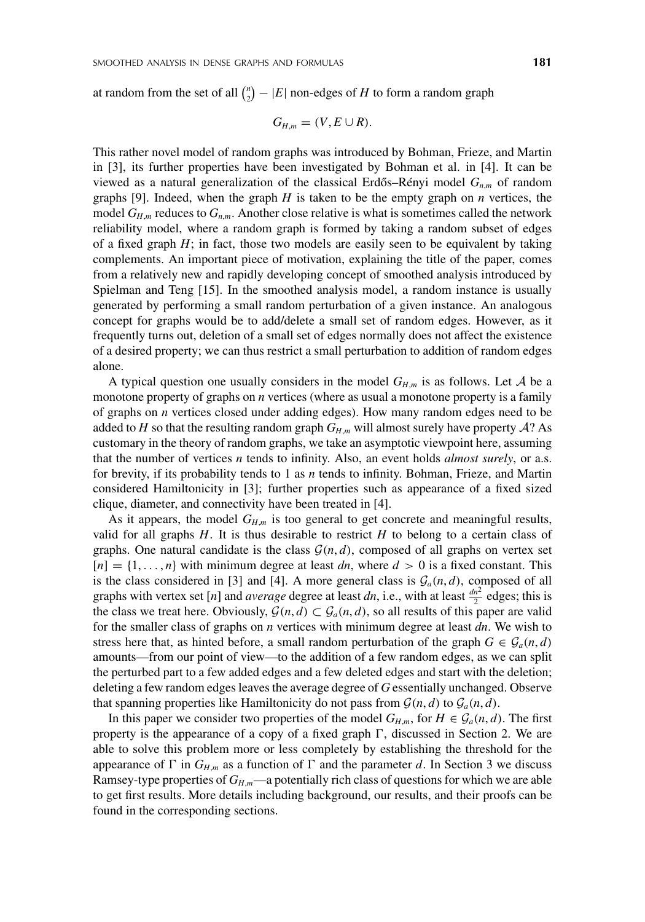at random from the set of all $\binom{n}{2} - |E|$ non-edges of $H$ to form a random graph

$$G_{H,m} = (V, E \cup R).$$

This rather novel model of random graphs was introduced by Bohman, Frieze, and Martin in [3], its further properties have been investigated by Bohman et al. in [4]. It can be viewed as a natural generalization of the classical Erdős–Rényi model $G_{n,m}$ of random graphs [9]. Indeed, when the graph $H$ is taken to be the empty graph on $n$ vertices, the model $G_{H,m}$ reduces to $G_{n,m}$. Another close relative is what is sometimes called the network reliability model, where a random graph is formed by taking a random subset of edges of a fixed graph $H$; in fact, those two models are easily seen to be equivalent by taking complements. An important piece of motivation, explaining the title of the paper, comes from a relatively new and rapidly developing concept of smoothed analysis introduced by Spielman and Teng [15]. In the smoothed analysis model, a random instance is usually generated by performing a small random perturbation of a given instance. An analogous concept for graphs would be to add/delete a small set of random edges. However, as it frequently turns out, deletion of a small set of edges normally does not affect the existence of a desired property; we can thus restrict a small perturbation to addition of random edges alone.

A typical question one usually considers in the model $G_{H,m}$ is as follows. Let $\mathcal{A}$ be a monotone property of graphs on $n$ vertices (where as usual a monotone property is a family of graphs on $n$ vertices closed under adding edges). How many random edges need to be added to $H$ so that the resulting random graph $G_{H,m}$ will almost surely have property $\mathcal{A}$? As customary in the theory of random graphs, we take an asymptotic viewpoint here, assuming that the number of vertices $n$ tends to infinity. Also, an event holds *almost surely*, or a.s. for brevity, if its probability tends to 1 as $n$ tends to infinity. Bohman, Frieze, and Martin considered Hamiltonicity in [3]; further properties such as appearance of a fixed sized clique, diameter, and connectivity have been treated in [4].

As it appears, the model $G_{H,m}$ is too general to get concrete and meaningful results, valid for all graphs $H$. It is thus desirable to restrict $H$ to belong to a certain class of graphs. One natural candidate is the class $\mathcal{G}(n,d)$, composed of all graphs on vertex set $[n] = \{1, \ldots, n\}$ with minimum degree at least $dn$, where $d > 0$ is a fixed constant. This is the class considered in [3] and [4]. A more general class is $\mathcal{G}_a(n,d)$, composed of all graphs with vertex set $[n]$ and *average* degree at least $dn$, i.e., with at least $\frac{dn^2}{2}$ edges; this is the class we treat here. Obviously, $\mathcal{G}(n,d) \subset \mathcal{G}_a(n,d)$, so all results of this paper are valid for the smaller class of graphs on $n$ vertices with minimum degree at least $dn$. We wish to stress here that, as hinted before, a small random perturbation of the graph $G \in \mathcal{G}_a(n,d)$ amounts—from our point of view—to the addition of a few random edges, as we can split the perturbed part to a few added edges and a few deleted edges and start with the deletion; deleting a few random edges leaves the average degree of $G$ essentially unchanged. Observe that spanning properties like Hamiltonicity do not pass from $\mathcal{G}(n,d)$ to $\mathcal{G}_a(n,d)$.

In this paper we consider two properties of the model $G_{H,m}$, for $H \in \mathcal{G}_a(n,d)$. The first property is the appearance of a copy of a fixed graph $\Gamma$, discussed in Section 2. We are able to solve this problem more or less completely by establishing the threshold for the appearance of $\Gamma$ in $G_{H,m}$ as a function of $\Gamma$ and the parameter $d$. In Section 3 we discuss Ramsey-type properties of $G_{H,m}$—a potentially rich class of questions for which we are able to get first results. More details including background, our results, and their proofs can be found in the corresponding sections.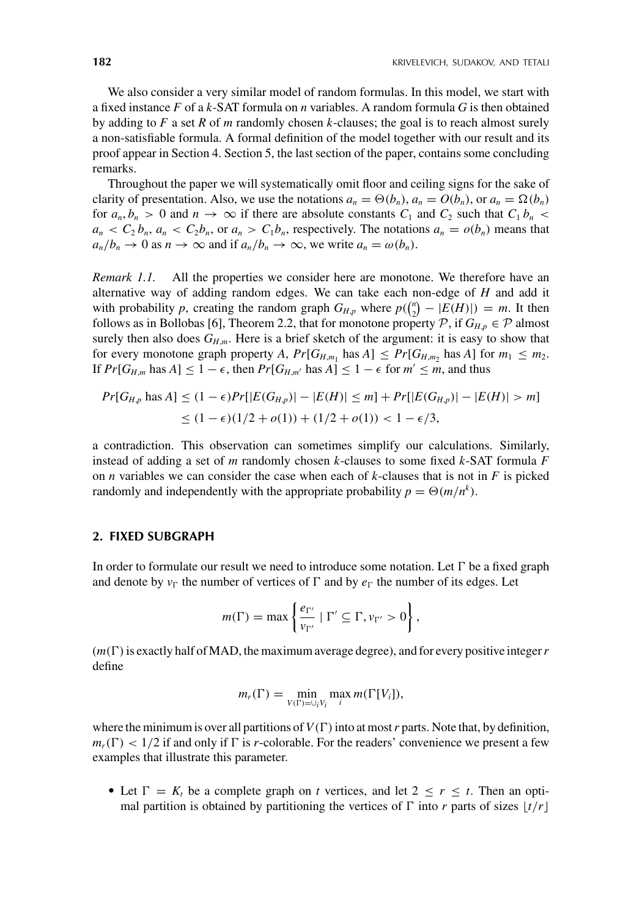We also consider a very similar model of random formulas. In this model, we start with a fixed instance $F$ of a $k$-SAT formula on $n$ variables. A random formula $G$ is then obtained by adding to $F$ a set $R$ of $m$ randomly chosen $k$-clauses; the goal is to reach almost surely a non-satisfiable formula. A formal definition of the model together with our result and its proof appear in Section 4. Section 5, the last section of the paper, contains some concluding remarks.

Throughout the paper we will systematically omit floor and ceiling signs for the sake of clarity of presentation. Also, we use the notations $a_n = \Theta(b_n)$, $a_n = O(b_n)$, or $a_n = \Omega(b_n)$ for $a_n, b_n > 0$ and $n \to \infty$ if there are absolute constants $C_1$ and $C_2$ such that $C_1 b_n < a_n < C_2 b_n$, $a_n < C_2 b_n$, or $a_n > C_1 b_n$, respectively. The notations $a_n = o(b_n)$ means that $a_n/b_n \to 0$ as $n \to \infty$ and if $a_n/b_n \to \infty$, we write $a_n = \omega(b_n)$.

*Remark 1.1.* All the properties we consider here are monotone. We therefore have an alternative way of adding random edges. We can take each non-edge of $H$ and add it with probability $p$, creating the random graph $G_{H,p}$ where $p(\binom{n}{2} - |E(H)|) = m$. It then follows as in Bollobas [6], Theorem 2.2, that for monotone property $\mathcal{P}$, if $G_{H,p} \in \mathcal{P}$ almost surely then also does $G_{H,m}$. Here is a brief sketch of the argument: it is easy to show that for every monotone graph property $A$, $Pr[G_{H,m_1} \text{ has } A] \le Pr[G_{H,m_2} \text{ has } A]$ for $m_1 \le m_2$. If $Pr[G_{H,m} \text{ has } A] \le 1 - \epsilon$, then $Pr[G_{H,m'} \text{ has } A] \le 1 - \epsilon$ for $m' \le m$, and thus

$$
\begin{aligned}
Pr[G_{H,p} \text{ has } A] &\le (1-\epsilon) Pr[|E(G_{H,p})| - |E(H)| \le m] + Pr[|E(G_{H,p})| - |E(H)| > m] \\
&\le (1-\epsilon)(1/2 + o(1)) + (1/2 + o(1)) < 1 - \epsilon/3,
\end{aligned}
$$

a contradiction. This observation can sometimes simplify our calculations. Similarly, instead of adding a set of $m$ randomly chosen $k$-clauses to some fixed $k$-SAT formula $F$ on $n$ variables we can consider the case when each of $k$-clauses that is not in $F$ is picked randomly and independently with the appropriate probability $p = \Theta(m/n^k)$.

## 2. FIXED SUBGRAPH

In order to formulate our result we need to introduce some notation. Let $\Gamma$ be a fixed graph and denote by $v_\Gamma$ the number of vertices of $\Gamma$ and by $e_\Gamma$ the number of its edges. Let

$$
m(\Gamma) = \max \left\{ \frac{e_{\Gamma'}}{v_{\Gamma'}} \mid \Gamma' \subseteq \Gamma, v_{\Gamma'} > 0 \right\},
$$

($m(\Gamma)$ is exactly half of MAD, the maximum average degree), and for every positive integer $r$ define

$$
m_r(\Gamma) = \min_{V(\Gamma) = \cup_i V_i} \max_i m(\Gamma[V_i]),
$$

where the minimum is over all partitions of $V(\Gamma)$ into at most $r$ parts. Note that, by definition, $m_r(\Gamma) < 1/2$ if and only if $\Gamma$ is $r$-colorable. For the readers' convenience we present a few examples that illustrate this parameter.

- Let $\Gamma = K_t$ be a complete graph on $t$ vertices, and let $2 \le r \le t$. Then an optimal partition is obtained by partitioning the vertices of $\Gamma$ into $r$ parts of sizes $\lfloor t/r \rfloor$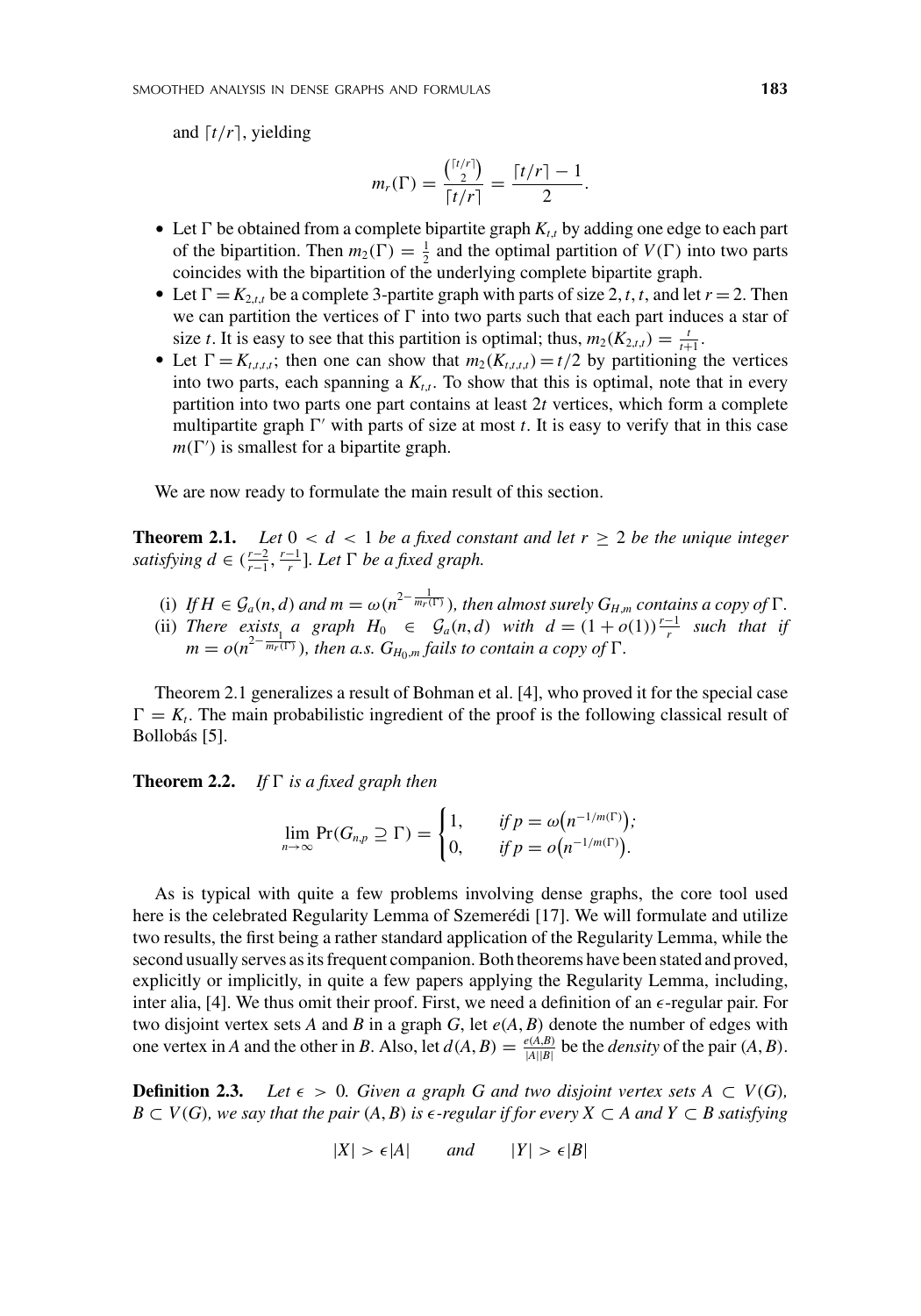and $\lceil t/r \rceil$, yielding

$$m_r(\Gamma) = \frac{\binom{\lceil t/r \rceil}{2}}{\lceil t/r \rceil} = \frac{\lceil t/r \rceil - 1}{2}.$$

- Let $\Gamma$ be obtained from a complete bipartite graph $K_{t,t}$ by adding one edge to each part of the bipartition. Then $m_2(\Gamma) = \frac{1}{2}$ and the optimal partition of $V(\Gamma)$ into two parts coincides with the bipartition of the underlying complete bipartite graph.
- Let $\Gamma = K_{2,t,t}$ be a complete 3-partite graph with parts of size $2, t, t$, and let $r = 2$. Then we can partition the vertices of $\Gamma$ into two parts such that each part induces a star of size $t$. It is easy to see that this partition is optimal; thus, $m_2(K_{2,t,t}) = \frac{t}{t+1}$.
- Let $\Gamma = K_{t,t,t,t}$; then one can show that $m_2(K_{t,t,t,t}) = t/2$ by partitioning the vertices into two parts, each spanning a $K_{t,t}$. To show that this is optimal, note that in every partition into two parts one part contains at least $2t$ vertices, which form a complete multipartite graph $\Gamma'$ with parts of size at most $t$. It is easy to verify that in this case $m(\Gamma')$ is smallest for a bipartite graph.

We are now ready to formulate the main result of this section.

**Theorem 2.1.** *Let $0 < d < 1$ be a fixed constant and let $r \geq 2$ be the unique integer satisfying $d \in (\frac{r-2}{r-1}, \frac{r-1}{r}]$. Let $\Gamma$ be a fixed graph.*

(i) *If $H \in \mathcal{G}_a(n, d)$ and $m = \omega(n^{2-\frac{1}{m_r(\Gamma)}})$, then almost surely $G_{H,m}$ contains a copy of $\Gamma$.*
(ii) *There exists a graph $H_0 \in \mathcal{G}_a(n, d)$ with $d = (1 + o(1))\frac{r-1}{r}$ such that if $m = o(n^{2-\frac{1}{m_r(\Gamma)}})$, then a.s. $G_{H_0,m}$ fails to contain a copy of $\Gamma$.*

Theorem 2.1 generalizes a result of Bohman et al. [4], who proved it for the special case $\Gamma = K_t$. The main probabilistic ingredient of the proof is the following classical result of Bollobás [5].

**Theorem 2.2.** *If $\Gamma$ is a fixed graph then*

$$\lim_{n\to\infty} \Pr(G_{n,p} \supseteq \Gamma) = \begin{cases} 1, & \text{if } p = \omega\left(n^{-1/m(\Gamma)}\right); \\ 0, & \text{if } p = o\left(n^{-1/m(\Gamma)}\right). \end{cases}$$

As is typical with quite a few problems involving dense graphs, the core tool used here is the celebrated Regularity Lemma of Szemerédi [17]. We will formulate and utilize two results, the first being a rather standard application of the Regularity Lemma, while the second usually serves as its frequent companion. Both theorems have been stated and proved, explicitly or implicitly, in quite a few papers applying the Regularity Lemma, including, inter alia, [4]. We thus omit their proof. First, we need a definition of an $\epsilon$-regular pair. For two disjoint vertex sets $A$ and $B$ in a graph $G$, let $e(A, B)$ denote the number of edges with one vertex in $A$ and the other in $B$. Also, let $d(A, B) = \frac{e(A,B)}{|A||B|}$ be the *density* of the pair $(A, B)$.

**Definition 2.3.** *Let $\epsilon > 0$. Given a graph $G$ and two disjoint vertex sets $A \subset V(G)$, $B \subset V(G)$, we say that the pair $(A, B)$ is $\epsilon$-regular if for every $X \subset A$ and $Y \subset B$ satisfying*

$$|X| > \epsilon|A| \qquad \text{and} \qquad |Y| > \epsilon|B|$$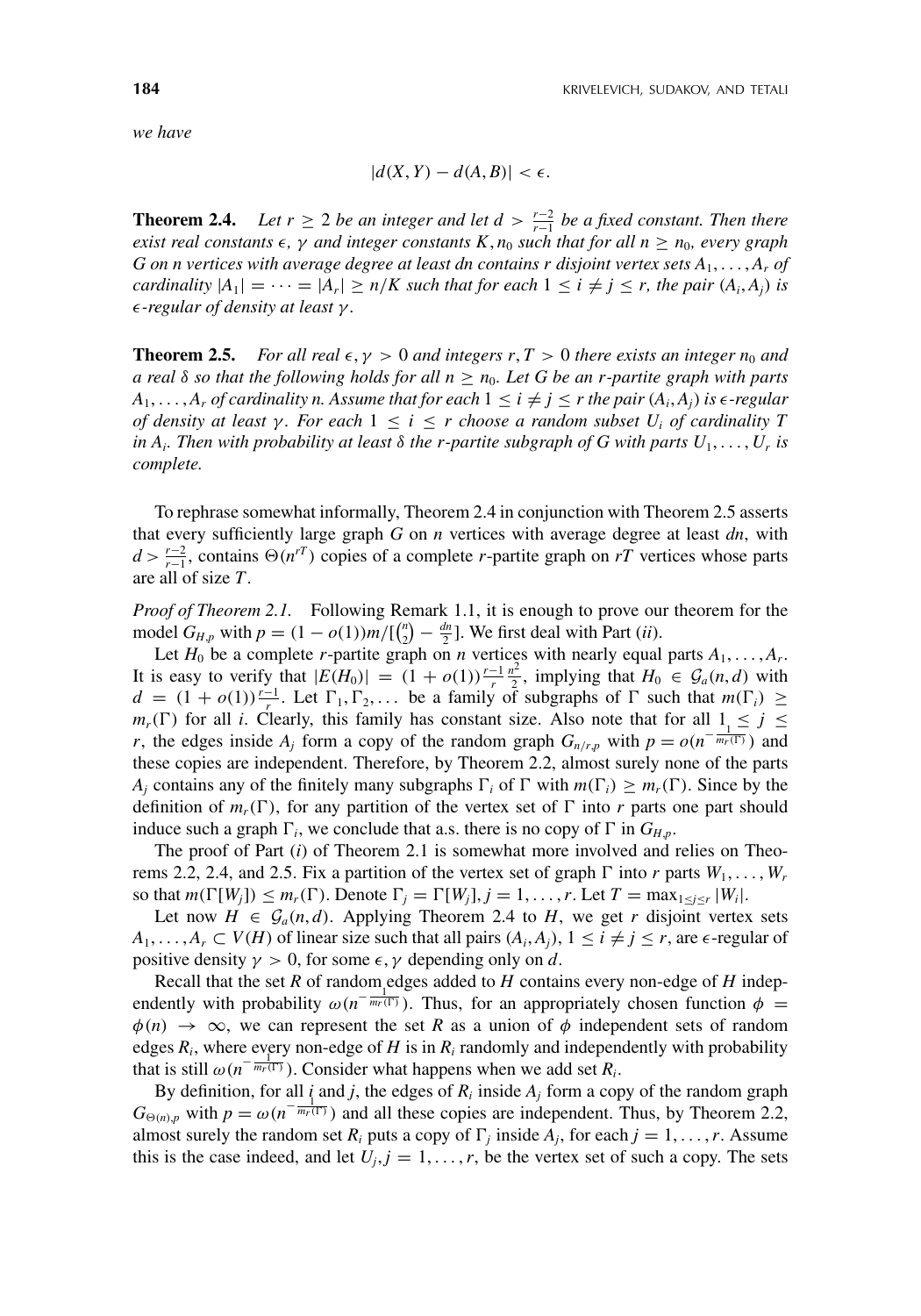*we have*

$$|d(X,Y) - d(A,B)| < \epsilon.$$

**Theorem 2.4.** *Let $r \geq 2$ be an integer and let $d > \frac{r-2}{r-1}$ be a fixed constant. Then there exist real constants $\epsilon$, $\gamma$ and integer constants $K, n_0$ such that for all $n \geq n_0$, every graph $G$ on $n$ vertices with average degree at least $dn$ contains $r$ disjoint vertex sets $A_1, \ldots, A_r$ of cardinality $|A_1| = \cdots = |A_r| \geq n/K$ such that for each $1 \leq i \neq j \leq r$, the pair $(A_i, A_j)$ is $\epsilon$-regular of density at least $\gamma$.*

**Theorem 2.5.** *For all real $\epsilon, \gamma > 0$ and integers $r, T > 0$ there exists an integer $n_0$ and a real $\delta$ so that the following holds for all $n \geq n_0$. Let $G$ be an $r$-partite graph with parts $A_1, \ldots, A_r$ of cardinality $n$. Assume that for each $1 \leq i \neq j \leq r$ the pair $(A_i, A_j)$ is $\epsilon$-regular of density at least $\gamma$. For each $1 \leq i \leq r$ choose a random subset $U_i$ of cardinality $T$ in $A_i$. Then with probability at least $\delta$ the $r$-partite subgraph of $G$ with parts $U_1, \ldots, U_r$ is complete.*

To rephrase somewhat informally, Theorem 2.4 in conjunction with Theorem 2.5 asserts that every sufficiently large graph $G$ on $n$ vertices with average degree at least $dn$, with $d > \frac{r-2}{r-1}$, contains $\Theta(n^{rT})$ copies of a complete $r$-partite graph on $rT$ vertices whose parts are all of size $T$.

*Proof of Theorem 2.1.* Following Remark 1.1, it is enough to prove our theorem for the model $G_{H,p}$ with $p = (1 - o(1))m/[\binom{n}{2} - \frac{dn}{2}]$. We first deal with Part (*ii*).

Let $H_0$ be a complete $r$-partite graph on $n$ vertices with nearly equal parts $A_1, \ldots, A_r$. It is easy to verify that $|E(H_0)| = (1 + o(1))\frac{r-1}{r}\frac{n^2}{2}$, implying that $H_0 \in \mathcal{G}_a(n, d)$ with $d = (1 + o(1))\frac{r-1}{r}$. Let $\Gamma_1, \Gamma_2, \ldots$ be a family of subgraphs of $\Gamma$ such that $m(\Gamma_i) \geq m_r(\Gamma)$ for all $i$. Clearly, this family has constant size. Also note that for all $1 \leq j \leq r$, the edges inside $A_j$ form a copy of the random graph $G_{n/r,p}$ with $p = o(n^{-\frac{1}{m_r(\Gamma)}})$ and these copies are independent. Therefore, by Theorem 2.2, almost surely none of the parts $A_j$ contains any of the finitely many subgraphs $\Gamma_i$ of $\Gamma$ with $m(\Gamma_i) \geq m_r(\Gamma)$. Since by the definition of $m_r(\Gamma)$, for any partition of the vertex set of $\Gamma$ into $r$ parts one part should induce such a graph $\Gamma_i$, we conclude that a.s. there is no copy of $\Gamma$ in $G_{H,p}$.

The proof of Part (*i*) of Theorem 2.1 is somewhat more involved and relies on Theorems 2.2, 2.4, and 2.5. Fix a partition of the vertex set of graph $\Gamma$ into $r$ parts $W_1, \ldots, W_r$ so that $m(\Gamma[W_j]) \leq m_r(\Gamma)$. Denote $\Gamma_j = \Gamma[W_j]$, $j = 1, \ldots, r$. Let $T = \max_{1 \leq j \leq r} |W_i|$.

Let now $H \in \mathcal{G}_a(n, d)$. Applying Theorem 2.4 to $H$, we get $r$ disjoint vertex sets $A_1, \ldots, A_r \subset V(H)$ of linear size such that all pairs $(A_i, A_j)$, $1 \leq i \neq j \leq r$, are $\epsilon$-regular of positive density $\gamma > 0$, for some $\epsilon, \gamma$ depending only on $d$.

Recall that the set $R$ of random edges added to $H$ contains every non-edge of $H$ independently with probability $\omega(n^{-\frac{1}{m_r(\Gamma)}})$. Thus, for an appropriately chosen function $\phi = \phi(n) \rightarrow \infty$, we can represent the set $R$ as a union of $\phi$ independent sets of random edges $R_i$, where every non-edge of $H$ is in $R_i$ randomly and independently with probability that is still $\omega(n^{-\frac{1}{m_r(\Gamma)}})$. Consider what happens when we add set $R_i$.

By definition, for all $i$ and $j$, the edges of $R_i$ inside $A_j$ form a copy of the random graph $G_{\Theta(n),p}$ with $p = \omega(n^{-\frac{1}{m_r(\Gamma)}})$ and all these copies are independent. Thus, by Theorem 2.2, almost surely the random set $R_i$ puts a copy of $\Gamma_j$ inside $A_j$, for each $j = 1, \ldots, r$. Assume this is the case indeed, and let $U_j, j = 1, \ldots, r$, be the vertex set of such a copy. The sets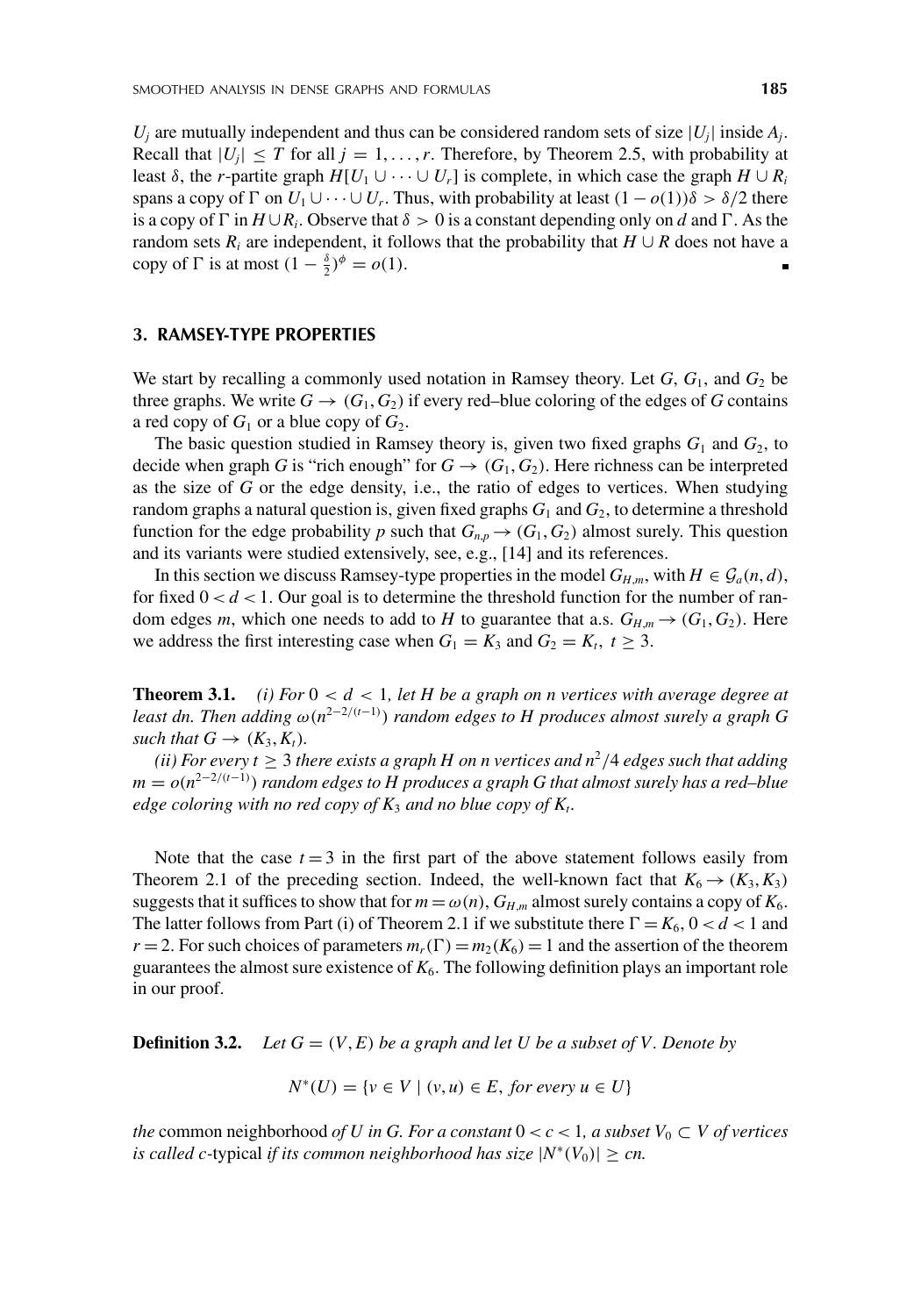$U_j$ are mutually independent and thus can be considered random sets of size $|U_j|$ inside $A_j$. Recall that $|U_j| \leq T$ for all $j = 1, \ldots, r$. Therefore, by Theorem 2.5, with probability at least $\delta$, the $r$-partite graph $H[U_1 \cup \cdots \cup U_r]$ is complete, in which case the graph $H \cup R_i$ spans a copy of $\Gamma$ on $U_1 \cup \cdots \cup U_r$. Thus, with probability at least $(1 - o(1))\delta > \delta/2$ there is a copy of $\Gamma$ in $H \cup R_i$. Observe that $\delta > 0$ is a constant depending only on $d$ and $\Gamma$. As the random sets $R_i$ are independent, it follows that the probability that $H \cup R$ does not have a copy of $\Gamma$ is at most $(1 - \frac{\delta}{2})^{\phi} = o(1)$. ∎

## 3. RAMSEY-TYPE PROPERTIES

We start by recalling a commonly used notation in Ramsey theory. Let $G$, $G_1$, and $G_2$ be three graphs. We write $G \to (G_1, G_2)$ if every red–blue coloring of the edges of $G$ contains a red copy of $G_1$ or a blue copy of $G_2$.

The basic question studied in Ramsey theory is, given two fixed graphs $G_1$ and $G_2$, to decide when graph $G$ is "rich enough" for $G \to (G_1, G_2)$. Here richness can be interpreted as the size of $G$ or the edge density, i.e., the ratio of edges to vertices. When studying random graphs a natural question is, given fixed graphs $G_1$ and $G_2$, to determine a threshold function for the edge probability $p$ such that $G_{n,p} \to (G_1, G_2)$ almost surely. This question and its variants were studied extensively, see, e.g., [14] and its references.

In this section we discuss Ramsey-type properties in the model $G_{H,m}$, with $H \in \mathcal{G}_a(n, d)$, for fixed $0 < d < 1$. Our goal is to determine the threshold function for the number of random edges $m$, which one needs to add to $H$ to guarantee that a.s. $G_{H,m} \to (G_1, G_2)$. Here we address the first interesting case when $G_1 = K_3$ and $G_2 = K_t$, $t \geq 3$.

**Theorem 3.1.** *(i) For $0 < d < 1$, let $H$ be a graph on $n$ vertices with average degree at least $dn$. Then adding $\omega(n^{2-2/(t-1)})$ random edges to $H$ produces almost surely a graph $G$ such that $G \to (K_3, K_t)$.*

*(ii) For every $t \geq 3$ there exists a graph $H$ on $n$ vertices and $n^2/4$ edges such that adding $m = o(n^{2-2/(t-1)})$ random edges to $H$ produces a graph $G$ that almost surely has a red–blue edge coloring with no red copy of $K_3$ and no blue copy of $K_t$.*

Note that the case $t = 3$ in the first part of the above statement follows easily from Theorem 2.1 of the preceding section. Indeed, the well-known fact that $K_6 \to (K_3, K_3)$ suggests that it suffices to show that for $m = \omega(n)$, $G_{H,m}$ almost surely contains a copy of $K_6$. The latter follows from Part (i) of Theorem 2.1 if we substitute there $\Gamma = K_6$, $0 < d < 1$ and $r = 2$. For such choices of parameters $m_r(\Gamma) = m_2(K_6) = 1$ and the assertion of the theorem guarantees the almost sure existence of $K_6$. The following definition plays an important role in our proof.

**Definition 3.2.** *Let $G = (V, E)$ be a graph and let $U$ be a subset of $V$. Denote by*

$$N^*(U) = \{v \in V \mid (v, u) \in E, \text{ for every } u \in U\}$$

*the* common neighborhood *of $U$ in $G$. For a constant $0 < c < 1$, a subset $V_0 \subset V$ of vertices is called $c$-*typical* if its common neighborhood has size $|N^*(V_0)| \geq cn$.*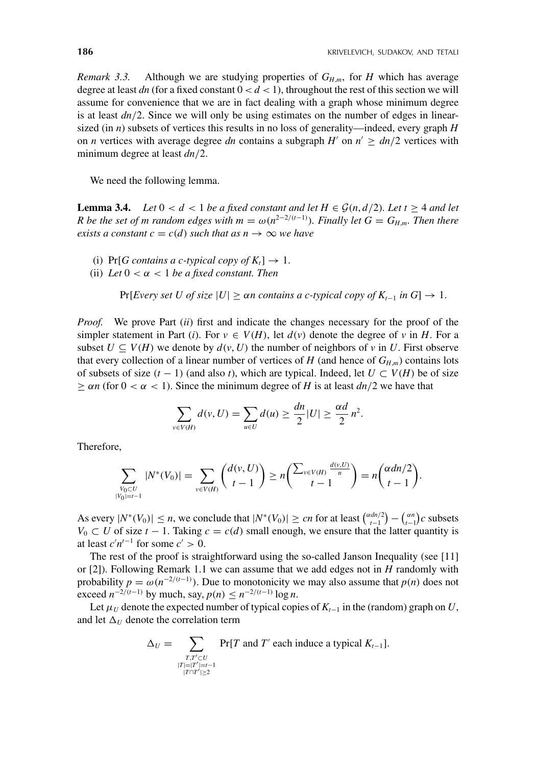*Remark 3.3.* Although we are studying properties of $G_{H,m}$, for $H$ which has average degree at least $dn$ (for a fixed constant $0 < d < 1$), throughout the rest of this section we will assume for convenience that we are in fact dealing with a graph whose minimum degree is at least $dn/2$. Since we will only be using estimates on the number of edges in linear-sized (in $n$) subsets of vertices this results in no loss of generality—indeed, every graph $H$ on $n$ vertices with average degree $dn$ contains a subgraph $H'$ on $n' \geq dn/2$ vertices with minimum degree at least $dn/2$.

We need the following lemma.

**Lemma 3.4.** *Let $0 < d < 1$ be a fixed constant and let $H \in \mathcal{G}(n, d/2)$. Let $t \geq 4$ and let $R$ be the set of $m$ random edges with $m = \omega(n^{2-2/(t-1)})$. Finally let $G = G_{H,m}$. Then there exists a constant $c = c(d)$ such that as $n \to \infty$ we have*

(i) $\Pr[G$ *contains a c-typical copy of* $K_t] \to 1$.

(ii) *Let $0 < \alpha < 1$ be a fixed constant. Then*

$$\Pr[\text{Every set } U \text{ of size } |U| \geq \alpha n \text{ contains a } c\text{-typical copy of } K_{t-1} \text{ in } G] \to 1.$$

*Proof.* We prove Part (*ii*) first and indicate the changes necessary for the proof of the simpler statement in Part (*i*). For $v \in V(H)$, let $d(v)$ denote the degree of $v$ in $H$. For a subset $U \subseteq V(H)$ we denote by $d(v, U)$ the number of neighbors of $v$ in $U$. First observe that every collection of a linear number of vertices of $H$ (and hence of $G_{H,m}$) contains lots of subsets of size $(t-1)$ (and also $t$), which are typical. Indeed, let $U \subset V(H)$ be of size $\geq \alpha n$ (for $0 < \alpha < 1$). Since the minimum degree of $H$ is at least $dn/2$ we have that

$$\sum_{v \in V(H)} d(v, U) = \sum_{u \in U} d(u) \geq \frac{dn}{2}|U| \geq \frac{\alpha d}{2} n^2.$$

Therefore,

$$\sum_{\substack{V_0 \subset U \\ |V_0| = t-1}} |N^*(V_0)| = \sum_{v \in V(H)} \binom{d(v, U)}{t-1} \geq n \binom{\sum_{v \in V(H)} \frac{d(v,U)}{n}}{t-1} = n \binom{\alpha dn/2}{t-1}.$$

As every $|N^*(V_0)| \leq n$, we conclude that $|N^*(V_0)| \geq cn$ for at least $\binom{\alpha dn/2}{t-1} - \binom{\alpha n}{t-1}c$ subsets $V_0 \subset U$ of size $t-1$. Taking $c = c(d)$ small enough, we ensure that the latter quantity is at least $c'n^{t-1}$ for some $c' > 0$.

The rest of the proof is straightforward using the so-called Janson Inequality (see [11] or [2]). Following Remark 1.1 we can assume that we add edges not in $H$ randomly with probability $p = \omega(n^{-2/(t-1)})$. Due to monotonicity we may also assume that $p(n)$ does not exceed $n^{-2/(t-1)}$ by much, say, $p(n) \leq n^{-2/(t-1)} \log n$.

Let $\mu_U$ denote the expected number of typical copies of $K_{t-1}$ in the (random) graph on $U$, and let $\Delta_U$ denote the correlation term

$$\Delta_U = \sum_{\substack{T, T' \subset U \\ |T| = |T'| = t-1 \\ |T \cap T'| \geq 2}} \Pr[T \text{ and } T' \text{ each induce a typical } K_{t-1}].$$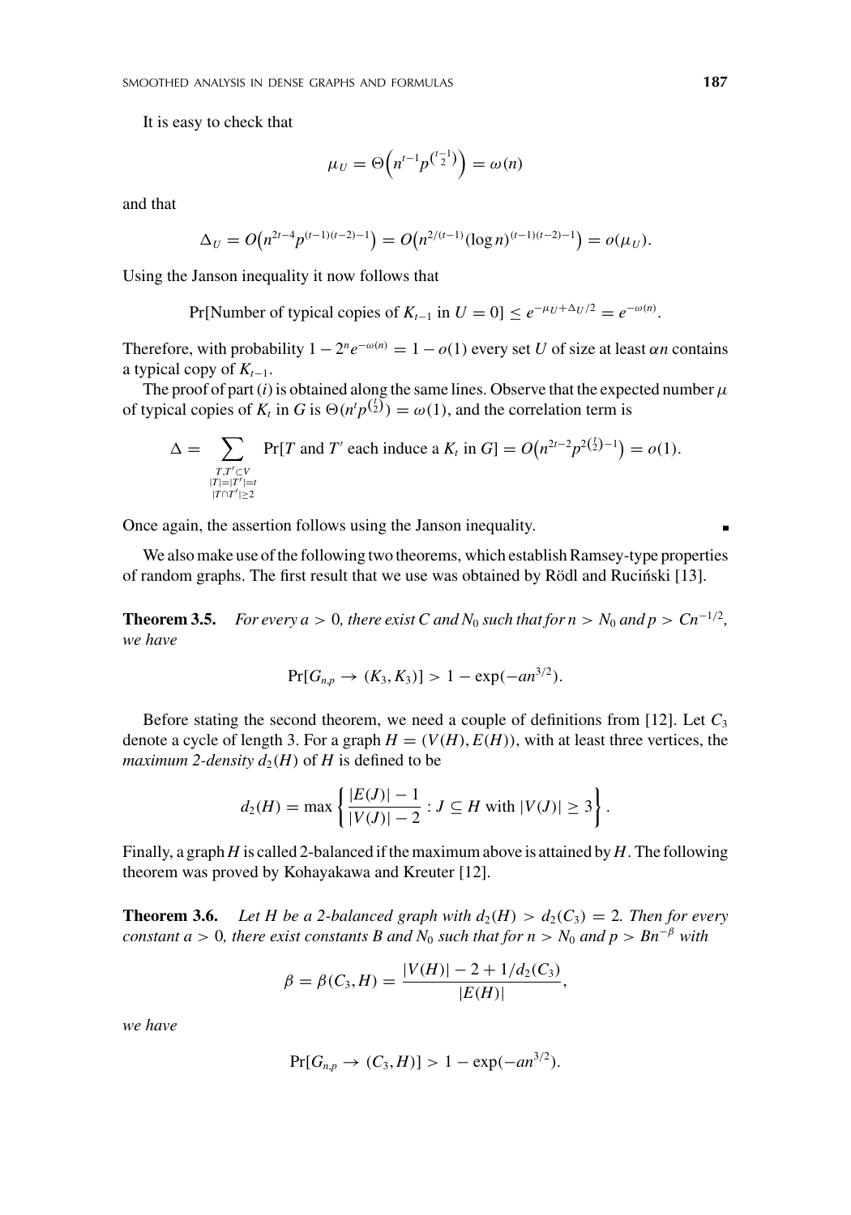It is easy to check that

$$\mu_U = \Theta\Big(n^{t-1}p^{\binom{t-1}{2}}\Big) = \omega(n)$$

and that

$$\Delta_U = O\big(n^{2t-4}p^{(t-1)(t-2)-1}\big) = O\big(n^{2/(t-1)}(\log n)^{(t-1)(t-2)-1}\big) = o(\mu_U).$$

Using the Janson inequality it now follows that

$$\Pr[\text{Number of typical copies of } K_{t-1} \text{ in } U = 0] \leq e^{-\mu_U + \Delta_U/2} = e^{-\omega(n)}.$$

Therefore, with probability $1 - 2^n e^{-\omega(n)} = 1 - o(1)$ every set $U$ of size at least $\alpha n$ contains a typical copy of $K_{t-1}$.

The proof of part $(i)$ is obtained along the same lines. Observe that the expected number $\mu$ of typical copies of $K_t$ in $G$ is $\Theta(n^t p^{\binom{t}{2}}) = \omega(1)$, and the correlation term is

$$\Delta = \sum_{\substack{T,T' \subset V \\ |T|=|T'|=t \\ |T \cap T'| \geq 2}} \Pr[T \text{ and } T' \text{ each induce a } K_t \text{ in } G] = O\big(n^{2t-2}p^{2\binom{t}{2}-1}\big) = o(1).$$

Once again, the assertion follows using the Janson inequality. ∎

We also make use of the following two theorems, which establish Ramsey-type properties of random graphs. The first result that we use was obtained by Rödl and Ruciński [13].

**Theorem 3.5.** *For every $a > 0$, there exist $C$ and $N_0$ such that for $n > N_0$ and $p > Cn^{-1/2}$, we have*

$$\Pr[G_{n,p} \to (K_3, K_3)] > 1 - \exp(-an^{3/2}).$$

Before stating the second theorem, we need a couple of definitions from [12]. Let $C_3$ denote a cycle of length 3. For a graph $H = (V(H), E(H))$, with at least three vertices, the *maximum 2-density* $d_2(H)$ of $H$ is defined to be

$$d_2(H) = \max\left\{\frac{|E(J)| - 1}{|V(J)| - 2} : J \subseteq H \text{ with } |V(J)| \geq 3\right\}.$$

Finally, a graph $H$ is called 2-balanced if the maximum above is attained by $H$. The following theorem was proved by Kohayakawa and Kreuter [12].

**Theorem 3.6.** *Let $H$ be a 2-balanced graph with $d_2(H) > d_2(C_3) = 2$. Then for every constant $a > 0$, there exist constants $B$ and $N_0$ such that for $n > N_0$ and $p > Bn^{-\beta}$ with*

$$\beta = \beta(C_3, H) = \frac{|V(H)| - 2 + 1/d_2(C_3)}{|E(H)|},$$

*we have*

$$\Pr[G_{n,p} \to (C_3, H)] > 1 - \exp(-an^{3/2}).$$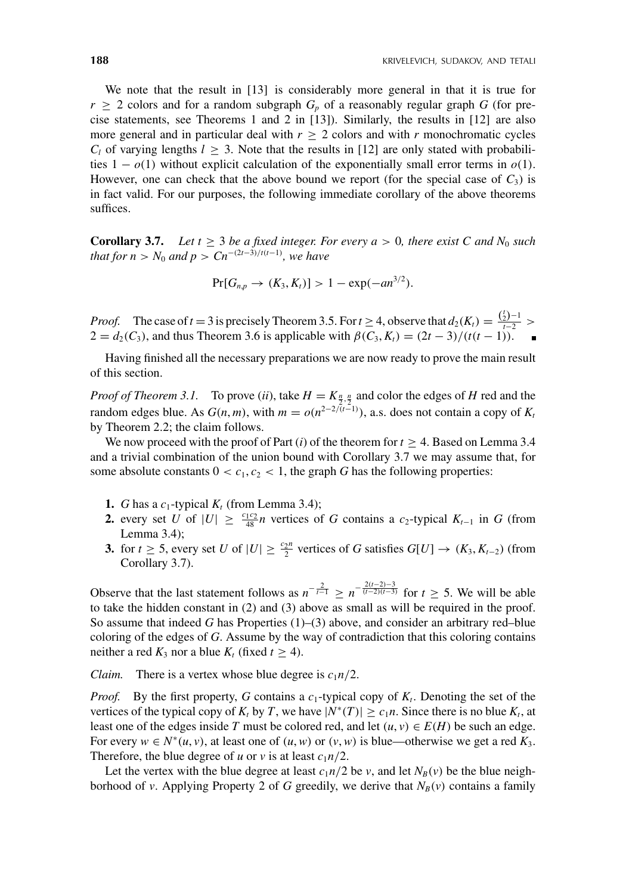We note that the result in [13] is considerably more general in that it is true for $r \geq 2$ colors and for a random subgraph $G_p$ of a reasonably regular graph $G$ (for precise statements, see Theorems 1 and 2 in [13]). Similarly, the results in [12] are also more general and in particular deal with $r \geq 2$ colors and with $r$ monochromatic cycles $C_l$ of varying lengths $l \geq 3$. Note that the results in [12] are only stated with probabilities $1 - o(1)$ without explicit calculation of the exponentially small error terms in $o(1)$. However, one can check that the above bound we report (for the special case of $C_3$) is in fact valid. For our purposes, the following immediate corollary of the above theorems suffices.

**Corollary 3.7.** *Let $t \geq 3$ be a fixed integer. For every $a > 0$, there exist $C$ and $N_0$ such that for $n > N_0$ and $p > Cn^{-(2t-3)/t(t-1)}$, we have*

$$\Pr[G_{n,p} \to (K_3, K_t)] > 1 - \exp(-an^{3/2}).$$

*Proof.* The case of $t = 3$ is precisely Theorem 3.5. For $t \geq 4$, observe that $d_2(K_t) = \frac{\binom{t}{2}-1}{t-2} > 2 = d_2(C_3)$, and thus Theorem 3.6 is applicable with $\beta(C_3, K_t) = (2t-3)/(t(t-1))$. ∎

Having finished all the necessary preparations we are now ready to prove the main result of this section.

*Proof of Theorem 3.1.* To prove (*ii*), take $H = K_{\frac{n}{2},\frac{n}{2}}$ and color the edges of $H$ red and the random edges blue. As $G(n, m)$, with $m = o(n^{2-2/(t-1)})$, a.s. does not contain a copy of $K_t$ by Theorem 2.2; the claim follows.

We now proceed with the proof of Part (*i*) of the theorem for $t \geq 4$. Based on Lemma 3.4 and a trivial combination of the union bound with Corollary 3.7 we may assume that, for some absolute constants $0 < c_1, c_2 < 1$, the graph $G$ has the following properties:

1. $G$ has a $c_1$-typical $K_t$ (from Lemma 3.4);
2. every set $U$ of $|U| \geq \frac{c_1 c_2}{48} n$ vertices of $G$ contains a $c_2$-typical $K_{t-1}$ in $G$ (from Lemma 3.4);
3. for $t \geq 5$, every set $U$ of $|U| \geq \frac{c_2 n}{2}$ vertices of $G$ satisfies $G[U] \to (K_3, K_{t-2})$ (from Corollary 3.7).

Observe that the last statement follows as $n^{-\frac{2}{t-1}} \geq n^{-\frac{2(t-2)-3}{(t-2)(t-3)}}$ for $t \geq 5$. We will be able to take the hidden constant in (2) and (3) above as small as will be required in the proof. So assume that indeed $G$ has Properties (1)–(3) above, and consider an arbitrary red–blue coloring of the edges of $G$. Assume by the way of contradiction that this coloring contains neither a red $K_3$ nor a blue $K_t$ (fixed $t \geq 4$).

*Claim.* There is a vertex whose blue degree is $c_1 n/2$.

*Proof.* By the first property, $G$ contains a $c_1$-typical copy of $K_t$. Denoting the set of the vertices of the typical copy of $K_t$ by $T$, we have $|N^*(T)| \geq c_1 n$. Since there is no blue $K_t$, at least one of the edges inside $T$ must be colored red, and let $(u, v) \in E(H)$ be such an edge. For every $w \in N^*(u, v)$, at least one of $(u, w)$ or $(v, w)$ is blue—otherwise we get a red $K_3$. Therefore, the blue degree of $u$ or $v$ is at least $c_1 n/2$.

Let the vertex with the blue degree at least $c_1 n/2$ be $v$, and let $N_B(v)$ be the blue neighborhood of $v$. Applying Property 2 of $G$ greedily, we derive that $N_B(v)$ contains a family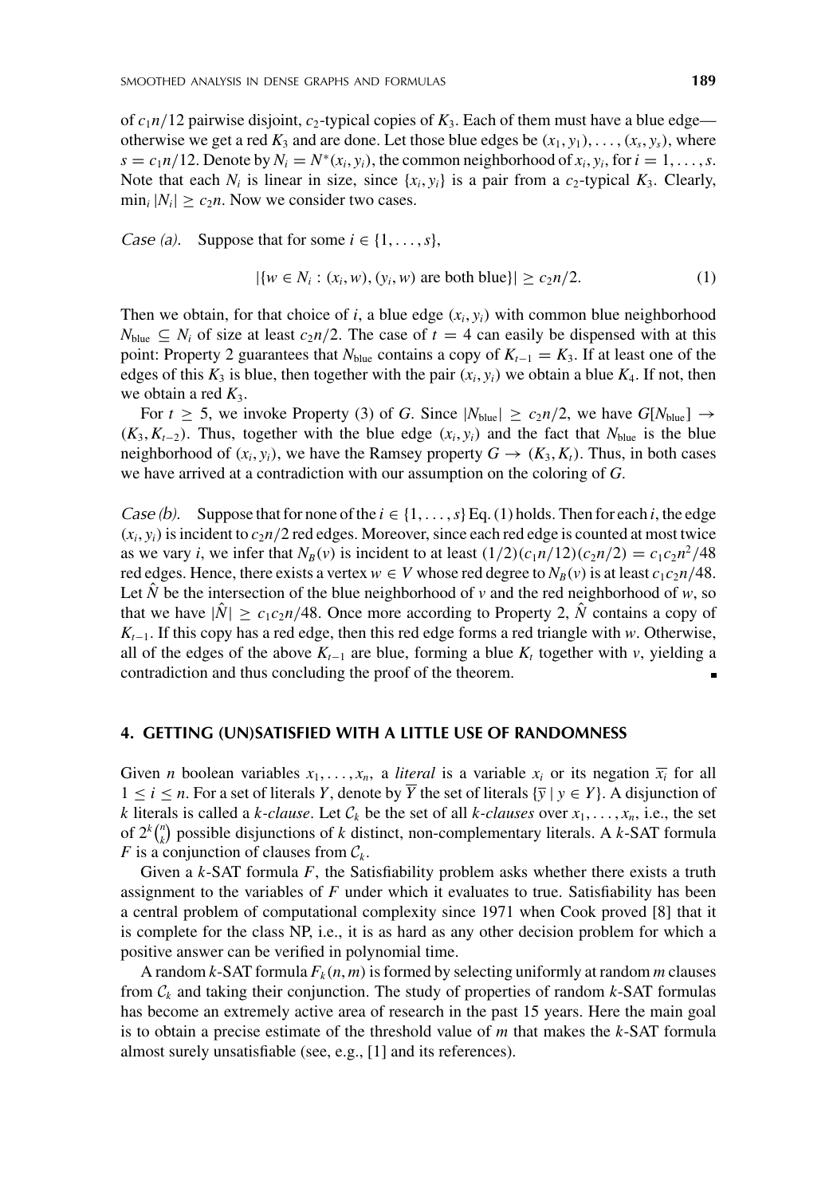of $c_1 n/12$ pairwise disjoint, $c_2$-typical copies of $K_3$. Each of them must have a blue edge—otherwise we get a red $K_3$ and are done. Let those blue edges be $(x_1, y_1), \ldots, (x_s, y_s)$, where $s = c_1 n/12$. Denote by $N_i = N^*(x_i, y_i)$, the common neighborhood of $x_i, y_i$, for $i = 1, \ldots, s$. Note that each $N_i$ is linear in size, since $\{x_i, y_i\}$ is a pair from a $c_2$-typical $K_3$. Clearly, $\min_i |N_i| \geq c_2 n$. Now we consider two cases.

*Case (a).* Suppose that for some $i \in \{1, \ldots, s\}$,

$$|\{w \in N_i : (x_i, w), (y_i, w) \text{ are both blue}\}| \geq c_2 n/2. \tag{1}$$

Then we obtain, for that choice of $i$, a blue edge $(x_i, y_i)$ with common blue neighborhood $N_{\text{blue}} \subseteq N_i$ of size at least $c_2 n/2$. The case of $t = 4$ can easily be dispensed with at this point: Property 2 guarantees that $N_{\text{blue}}$ contains a copy of $K_{t-1} = K_3$. If at least one of the edges of this $K_3$ is blue, then together with the pair $(x_i, y_i)$ we obtain a blue $K_4$. If not, then we obtain a red $K_3$.

For $t \geq 5$, we invoke Property (3) of $G$. Since $|N_{\text{blue}}| \geq c_2 n/2$, we have $G[N_{\text{blue}}] \to (K_3, K_{t-2})$. Thus, together with the blue edge $(x_i, y_i)$ and the fact that $N_{\text{blue}}$ is the blue neighborhood of $(x_i, y_i)$, we have the Ramsey property $G \to (K_3, K_t)$. Thus, in both cases we have arrived at a contradiction with our assumption on the coloring of $G$.

*Case (b).* Suppose that for none of the $i \in \{1, \ldots, s\}$ Eq. (1) holds. Then for each $i$, the edge $(x_i, y_i)$ is incident to $c_2 n/2$ red edges. Moreover, since each red edge is counted at most twice as we vary $i$, we infer that $N_B(v)$ is incident to at least $(1/2)(c_1 n/12)(c_2 n/2) = c_1 c_2 n^2/48$ red edges. Hence, there exists a vertex $w \in V$ whose red degree to $N_B(v)$ is at least $c_1 c_2 n/48$. Let $\hat{N}$ be the intersection of the blue neighborhood of $v$ and the red neighborhood of $w$, so that we have $|\hat{N}| \geq c_1 c_2 n/48$. Once more according to Property 2, $\hat{N}$ contains a copy of $K_{t-1}$. If this copy has a red edge, then this red edge forms a red triangle with $w$. Otherwise, all of the edges of the above $K_{t-1}$ are blue, forming a blue $K_t$ together with $v$, yielding a contradiction and thus concluding the proof of the theorem. ∎

## 4. GETTING (UN)SATISFIED WITH A LITTLE USE OF RANDOMNESS

Given $n$ boolean variables $x_1, \ldots, x_n$, a *literal* is a variable $x_i$ or its negation $\overline{x_i}$ for all $1 \leq i \leq n$. For a set of literals $Y$, denote by $\overline{Y}$ the set of literals $\{\overline{y} \mid y \in Y\}$. A disjunction of $k$ literals is called a *k-clause*. Let $\mathcal{C}_k$ be the set of all *k-clauses* over $x_1, \ldots, x_n$, i.e., the set of $2^k \binom{n}{k}$ possible disjunctions of $k$ distinct, non-complementary literals. A $k$-SAT formula $F$ is a conjunction of clauses from $\mathcal{C}_k$.

Given a $k$-SAT formula $F$, the Satisfiability problem asks whether there exists a truth assignment to the variables of $F$ under which it evaluates to true. Satisfiability has been a central problem of computational complexity since 1971 when Cook proved [8] that it is complete for the class NP, i.e., it is as hard as any other decision problem for which a positive answer can be verified in polynomial time.

A random $k$-SAT formula $F_k(n, m)$ is formed by selecting uniformly at random $m$ clauses from $\mathcal{C}_k$ and taking their conjunction. The study of properties of random $k$-SAT formulas has become an extremely active area of research in the past 15 years. Here the main goal is to obtain a precise estimate of the threshold value of $m$ that makes the $k$-SAT formula almost surely unsatisfiable (see, e.g., [1] and its references).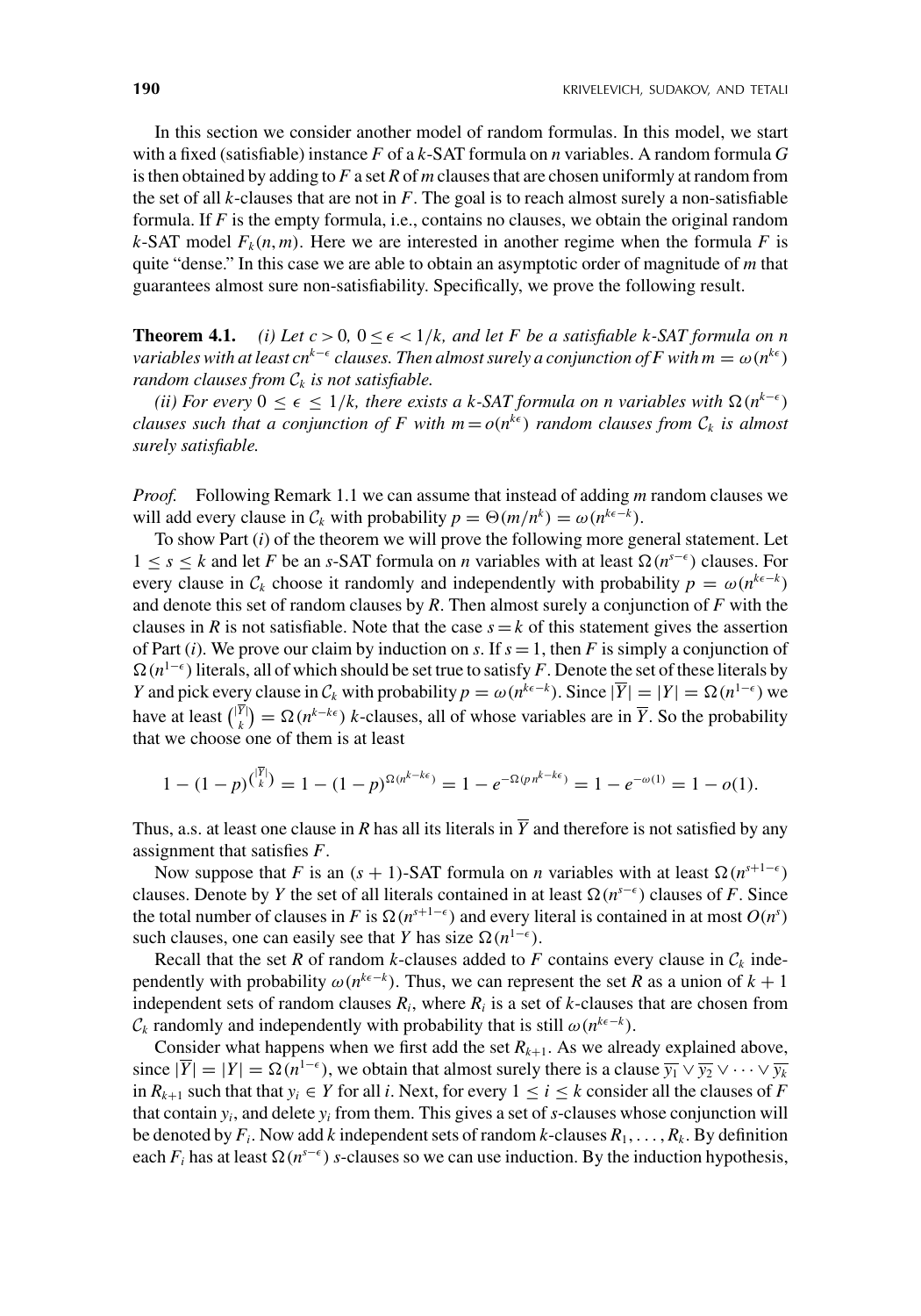In this section we consider another model of random formulas. In this model, we start with a fixed (satisfiable) instance $F$ of a $k$-SAT formula on $n$ variables. A random formula $G$ is then obtained by adding to $F$ a set $R$ of $m$ clauses that are chosen uniformly at random from the set of all $k$-clauses that are not in $F$. The goal is to reach almost surely a non-satisfiable formula. If $F$ is the empty formula, i.e., contains no clauses, we obtain the original random $k$-SAT model $F_k(n, m)$. Here we are interested in another regime when the formula $F$ is quite "dense." In this case we are able to obtain an asymptotic order of magnitude of $m$ that guarantees almost sure non-satisfiability. Specifically, we prove the following result.

**Theorem 4.1.** *(i) Let $c > 0$, $0 \le \epsilon < 1/k$, and let $F$ be a satisfiable $k$-SAT formula on $n$ variables with at least $cn^{k-\epsilon}$ clauses. Then almost surely a conjunction of $F$ with $m = \omega(n^{k\epsilon})$ random clauses from $\mathcal{C}_k$ is not satisfiable.*

*(ii) For every $0 \le \epsilon \le 1/k$, there exists a $k$-SAT formula on $n$ variables with $\Omega(n^{k-\epsilon})$ clauses such that a conjunction of $F$ with $m = o(n^{k\epsilon})$ random clauses from $\mathcal{C}_k$ is almost surely satisfiable.*

*Proof.* Following Remark 1.1 we can assume that instead of adding $m$ random clauses we will add every clause in $\mathcal{C}_k$ with probability $p = \Theta(m/n^k) = \omega(n^{k\epsilon-k})$.

To show Part $(i)$ of the theorem we will prove the following more general statement. Let $1 \le s \le k$ and let $F$ be an $s$-SAT formula on $n$ variables with at least $\Omega(n^{s-\epsilon})$ clauses. For every clause in $\mathcal{C}_k$ choose it randomly and independently with probability $p = \omega(n^{k\epsilon-k})$ and denote this set of random clauses by $R$. Then almost surely a conjunction of $F$ with the clauses in $R$ is not satisfiable. Note that the case $s = k$ of this statement gives the assertion of Part $(i)$. We prove our claim by induction on $s$. If $s = 1$, then $F$ is simply a conjunction of $\Omega(n^{1-\epsilon})$ literals, all of which should be set true to satisfy $F$. Denote the set of these literals by $Y$ and pick every clause in $\mathcal{C}_k$ with probability $p = \omega(n^{k\epsilon-k})$. Since $|\overline{Y}| = |Y| = \Omega(n^{1-\epsilon})$ we have at least $\binom{|\overline{Y}|}{k} = \Omega(n^{k-k\epsilon})$ $k$-clauses, all of whose variables are in $\overline{Y}$. So the probability that we choose one of them is at least

$$1 - (1-p)^{\binom{|\overline{Y}|}{k}} = 1 - (1-p)^{\Omega(n^{k-k\epsilon})} = 1 - e^{-\Omega(pn^{k-k\epsilon})} = 1 - e^{-\omega(1)} = 1 - o(1).$$

Thus, a.s. at least one clause in $R$ has all its literals in $\overline{Y}$ and therefore is not satisfied by any assignment that satisfies $F$.

Now suppose that $F$ is an $(s+1)$-SAT formula on $n$ variables with at least $\Omega(n^{s+1-\epsilon})$ clauses. Denote by $Y$ the set of all literals contained in at least $\Omega(n^{s-\epsilon})$ clauses of $F$. Since the total number of clauses in $F$ is $\Omega(n^{s+1-\epsilon})$ and every literal is contained in at most $O(n^s)$ such clauses, one can easily see that $Y$ has size $\Omega(n^{1-\epsilon})$.

Recall that the set $R$ of random $k$-clauses added to $F$ contains every clause in $\mathcal{C}_k$ independently with probability $\omega(n^{k\epsilon-k})$. Thus, we can represent the set $R$ as a union of $k+1$ independent sets of random clauses $R_i$, where $R_i$ is a set of $k$-clauses that are chosen from $\mathcal{C}_k$ randomly and independently with probability that is still $\omega(n^{k\epsilon-k})$.

Consider what happens when we first add the set $R_{k+1}$. As we already explained above, since $|\overline{Y}| = |Y| = \Omega(n^{1-\epsilon})$, we obtain that almost surely there is a clause $\overline{y_1} \vee \overline{y_2} \vee \cdots \vee \overline{y_k}$ in $R_{k+1}$ such that that $y_i \in Y$ for all $i$. Next, for every $1 \le i \le k$ consider all the clauses of $F$ that contain $y_i$, and delete $y_i$ from them. This gives a set of $s$-clauses whose conjunction will be denoted by $F_i$. Now add $k$ independent sets of random $k$-clauses $R_1, \ldots, R_k$. By definition each $F_i$ has at least $\Omega(n^{s-\epsilon})$ $s$-clauses so we can use induction. By the induction hypothesis,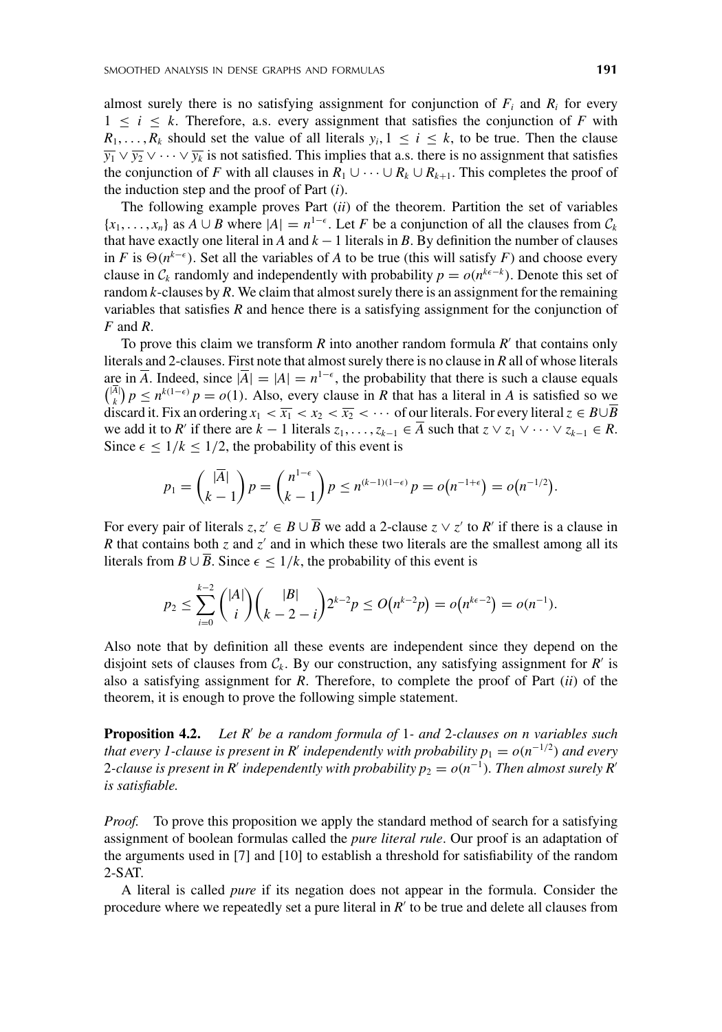almost surely there is no satisfying assignment for conjunction of $F_i$ and $R_i$ for every $1 \leq i \leq k$. Therefore, a.s. every assignment that satisfies the conjunction of $F$ with $R_1, \ldots, R_k$ should set the value of all literals $y_i, 1 \leq i \leq k$, to be true. Then the clause $\overline{y_1} \vee \overline{y_2} \vee \cdots \vee \overline{y_k}$ is not satisfied. This implies that a.s. there is no assignment that satisfies the conjunction of $F$ with all clauses in $R_1 \cup \cdots \cup R_k \cup R_{k+1}$. This completes the proof of the induction step and the proof of Part ($i$).

The following example proves Part ($ii$) of the theorem. Partition the set of variables $\{x_1, \ldots, x_n\}$ as $A \cup B$ where $|A| = n^{1-\epsilon}$. Let $F$ be a conjunction of all the clauses from $\mathcal{C}_k$ that have exactly one literal in $A$ and $k-1$ literals in $B$. By definition the number of clauses in $F$ is $\Theta(n^{k-\epsilon})$. Set all the variables of $A$ to be true (this will satisfy $F$) and choose every clause in $\mathcal{C}_k$ randomly and independently with probability $p = o(n^{k\epsilon - k})$. Denote this set of random $k$-clauses by $R$. We claim that almost surely there is an assignment for the remaining variables that satisfies $R$ and hence there is a satisfying assignment for the conjunction of $F$ and $R$.

To prove this claim we transform $R$ into another random formula $R'$ that contains only literals and 2-clauses. First note that almost surely there is no clause in $R$ all of whose literals are in $\overline{A}$. Indeed, since $|\overline{A}| = |A| = n^{1-\epsilon}$, the probability that there is such a clause equals $\binom{|\overline{A}|}{k} p \leq n^{k(1-\epsilon)} p = o(1)$. Also, every clause in $R$ that has a literal in $A$ is satisfied so we discard it. Fix an ordering $x_1 < \overline{x_1} < x_2 < \overline{x_2} < \cdots$ of our literals. For every literal $z \in B \cup \overline{B}$ we add it to $R'$ if there are $k-1$ literals $z_1, \ldots, z_{k-1} \in \overline{A}$ such that $z \vee z_1 \vee \cdots \vee z_{k-1} \in R$. Since $\epsilon \leq 1/k \leq 1/2$, the probability of this event is

$$p_1 = \binom{|\overline{A}|}{k-1} p = \binom{n^{1-\epsilon}}{k-1} p \leq n^{(k-1)(1-\epsilon)} p = o\big(n^{-1+\epsilon}\big) = o\big(n^{-1/2}\big).$$

For every pair of literals $z, z' \in B \cup \overline{B}$ we add a 2-clause $z \vee z'$ to $R'$ if there is a clause in $R$ that contains both $z$ and $z'$ and in which these two literals are the smallest among all its literals from $B \cup \overline{B}$. Since $\epsilon \leq 1/k$, the probability of this event is

$$p_2 \leq \sum_{i=0}^{k-2} \binom{|A|}{i} \binom{|B|}{k-2-i} 2^{k-2} p \leq O\big(n^{k-2} p\big) = o\big(n^{k\epsilon - 2}\big) = o(n^{-1}).$$

Also note that by definition all these events are independent since they depend on the disjoint sets of clauses from $\mathcal{C}_k$. By our construction, any satisfying assignment for $R'$ is also a satisfying assignment for $R$. Therefore, to complete the proof of Part ($ii$) of the theorem, it is enough to prove the following simple statement.

**Proposition 4.2.** *Let $R'$ be a random formula of* 1- *and* 2-*clauses on $n$ variables such that every 1-clause is present in $R'$ independently with probability $p_1 = o(n^{-1/2})$ and every* 2-*clause is present in $R'$ independently with probability $p_2 = o(n^{-1})$. Then almost surely $R'$ is satisfiable.*

*Proof.* To prove this proposition we apply the standard method of search for a satisfying assignment of boolean formulas called the *pure literal rule*. Our proof is an adaptation of the arguments used in [7] and [10] to establish a threshold for satisfiability of the random 2-SAT.

A literal is called *pure* if its negation does not appear in the formula. Consider the procedure where we repeatedly set a pure literal in $R'$ to be true and delete all clauses from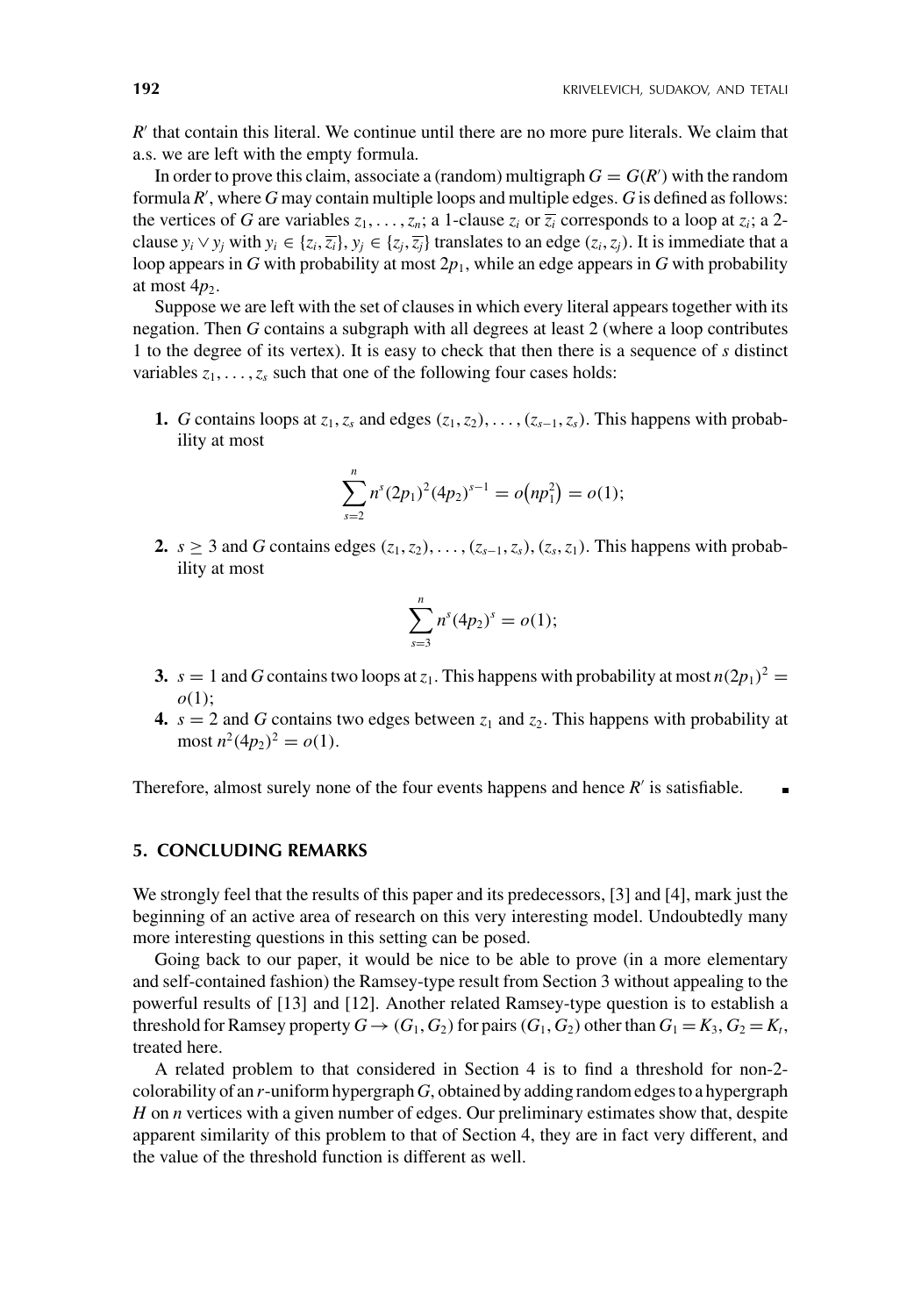$R'$ that contain this literal. We continue until there are no more pure literals. We claim that a.s. we are left with the empty formula.

In order to prove this claim, associate a (random) multigraph $G = G(R')$ with the random formula $R'$, where $G$ may contain multiple loops and multiple edges. $G$ is defined as follows: the vertices of $G$ are variables $z_1, \dots, z_n$; a 1-clause $z_i$ or $\overline{z_i}$ corresponds to a loop at $z_i$; a 2-clause $y_i \vee y_j$ with $y_i \in \{z_i, \overline{z_i}\}$, $y_j \in \{z_j, \overline{z_j}\}$ translates to an edge $(z_i, z_j)$. It is immediate that a loop appears in $G$ with probability at most $2p_1$, while an edge appears in $G$ with probability at most $4p_2$.

Suppose we are left with the set of clauses in which every literal appears together with its negation. Then $G$ contains a subgraph with all degrees at least 2 (where a loop contributes 1 to the degree of its vertex). It is easy to check that then there is a sequence of $s$ distinct variables $z_1, \dots, z_s$ such that one of the following four cases holds:

1. $G$ contains loops at $z_1, z_s$ and edges $(z_1, z_2), \dots, (z_{s-1}, z_s)$. This happens with probability at most

$$\sum_{s=2}^{n} n^s (2p_1)^2 (4p_2)^{s-1} = o\big(np_1^2\big) = o(1);$$

2. $s \geq 3$ and $G$ contains edges $(z_1, z_2), \dots, (z_{s-1}, z_s), (z_s, z_1)$. This happens with probability at most

$$\sum_{s=3}^{n} n^s (4p_2)^s = o(1);$$

3. $s = 1$ and $G$ contains two loops at $z_1$. This happens with probability at most $n(2p_1)^2 = o(1)$;
4. $s = 2$ and $G$ contains two edges between $z_1$ and $z_2$. This happens with probability at most $n^2(4p_2)^2 = o(1)$.

Therefore, almost surely none of the four events happens and hence $R'$ is satisfiable. ∎

## 5. CONCLUDING REMARKS

We strongly feel that the results of this paper and its predecessors, [3] and [4], mark just the beginning of an active area of research on this very interesting model. Undoubtedly many more interesting questions in this setting can be posed.

Going back to our paper, it would be nice to be able to prove (in a more elementary and self-contained fashion) the Ramsey-type result from Section 3 without appealing to the powerful results of [13] and [12]. Another related Ramsey-type question is to establish a threshold for Ramsey property $G \to (G_1, G_2)$ for pairs $(G_1, G_2)$ other than $G_1 = K_3, G_2 = K_t$, treated here.

A related problem to that considered in Section 4 is to find a threshold for non-2-colorability of an $r$-uniform hypergraph $G$, obtained by adding random edges to a hypergraph $H$ on $n$ vertices with a given number of edges. Our preliminary estimates show that, despite apparent similarity of this problem to that of Section 4, they are in fact very different, and the value of the threshold function is different as well.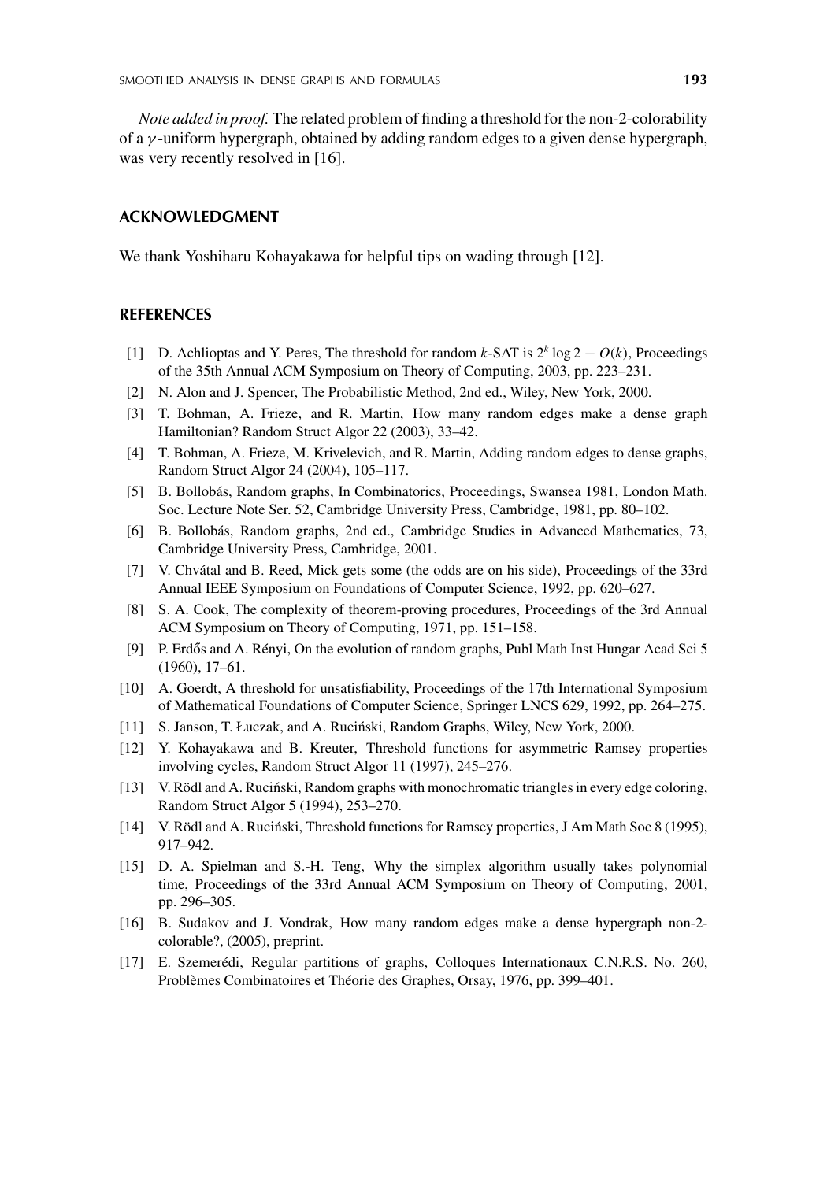*Note added in proof.* The related problem of finding a threshold for the non-2-colorability of a $\gamma$-uniform hypergraph, obtained by adding random edges to a given dense hypergraph, was very recently resolved in [16].

## ACKNOWLEDGMENT

We thank Yoshiharu Kohayakawa for helpful tips on wading through [12].

## REFERENCES

[1] D. Achlioptas and Y. Peres, The threshold for random $k$-SAT is $2^k \log 2 - O(k)$, Proceedings of the 35th Annual ACM Symposium on Theory of Computing, 2003, pp. 223–231.

[2] N. Alon and J. Spencer, The Probabilistic Method, 2nd ed., Wiley, New York, 2000.

[3] T. Bohman, A. Frieze, and R. Martin, How many random edges make a dense graph Hamiltonian? Random Struct Algor 22 (2003), 33–42.

[4] T. Bohman, A. Frieze, M. Krivelevich, and R. Martin, Adding random edges to dense graphs, Random Struct Algor 24 (2004), 105–117.

[5] B. Bollobás, Random graphs, In Combinatorics, Proceedings, Swansea 1981, London Math. Soc. Lecture Note Ser. 52, Cambridge University Press, Cambridge, 1981, pp. 80–102.

[6] B. Bollobás, Random graphs, 2nd ed., Cambridge Studies in Advanced Mathematics, 73, Cambridge University Press, Cambridge, 2001.

[7] V. Chvátal and B. Reed, Mick gets some (the odds are on his side), Proceedings of the 33rd Annual IEEE Symposium on Foundations of Computer Science, 1992, pp. 620–627.

[8] S. A. Cook, The complexity of theorem-proving procedures, Proceedings of the 3rd Annual ACM Symposium on Theory of Computing, 1971, pp. 151–158.

[9] P. Erdős and A. Rényi, On the evolution of random graphs, Publ Math Inst Hungar Acad Sci 5 (1960), 17–61.

[10] A. Goerdt, A threshold for unsatisfiability, Proceedings of the 17th International Symposium of Mathematical Foundations of Computer Science, Springer LNCS 629, 1992, pp. 264–275.

[11] S. Janson, T. Łuczak, and A. Ruciński, Random Graphs, Wiley, New York, 2000.

[12] Y. Kohayakawa and B. Kreuter, Threshold functions for asymmetric Ramsey properties involving cycles, Random Struct Algor 11 (1997), 245–276.

[13] V. Rödl and A. Ruciński, Random graphs with monochromatic triangles in every edge coloring, Random Struct Algor 5 (1994), 253–270.

[14] V. Rödl and A. Ruciński, Threshold functions for Ramsey properties, J Am Math Soc 8 (1995), 917–942.

[15] D. A. Spielman and S.-H. Teng, Why the simplex algorithm usually takes polynomial time, Proceedings of the 33rd Annual ACM Symposium on Theory of Computing, 2001, pp. 296–305.

[16] B. Sudakov and J. Vondrak, How many random edges make a dense hypergraph non-2-colorable?, (2005), preprint.

[17] E. Szemerédi, Regular partitions of graphs, Colloques Internationaux C.N.R.S. No. 260, Problèmes Combinatoires et Théorie des Graphes, Orsay, 1976, pp. 399–401.